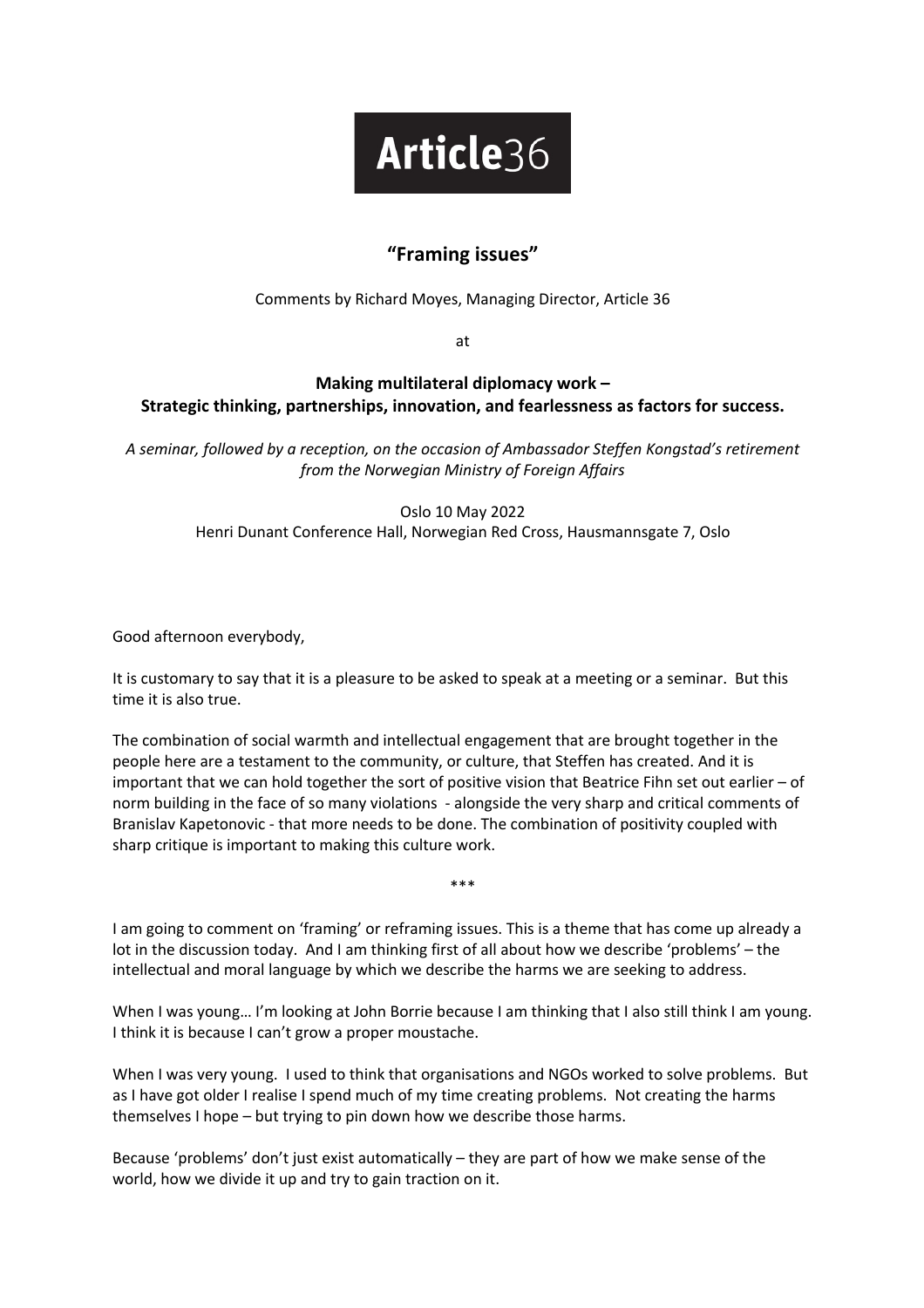**Article36**

## "Framing issues"

Comments by Richard Moyes, Managing Director, Article 36

at

**Making multilateral diplomacy work –**
**Strategic thinking, partnerships, innovation, and fearlessness as factors for success.**

*A seminar, followed by a reception, on the occasion of Ambassador Steffen Kongstad's retirement from the Norwegian Ministry of Foreign Affairs*

Oslo 10 May 2022
Henri Dunant Conference Hall, Norwegian Red Cross, Hausmannsgate 7, Oslo

Good afternoon everybody,

It is customary to say that it is a pleasure to be asked to speak at a meeting or a seminar. But this time it is also true.

The combination of social warmth and intellectual engagement that are brought together in the people here are a testament to the community, or culture, that Steffen has created. And it is important that we can hold together the sort of positive vision that Beatrice Fihn set out earlier – of norm building in the face of so many violations - alongside the very sharp and critical comments of Branislav Kapetonovic - that more needs to be done. The combination of positivity coupled with sharp critique is important to making this culture work.

\*\*\*

I am going to comment on 'framing' or reframing issues. This is a theme that has come up already a lot in the discussion today. And I am thinking first of all about how we describe 'problems' – the intellectual and moral language by which we describe the harms we are seeking to address.

When I was young… I'm looking at John Borrie because I am thinking that I also still think I am young. I think it is because I can't grow a proper moustache.

When I was very young. I used to think that organisations and NGOs worked to solve problems. But as I have got older I realise I spend much of my time creating problems. Not creating the harms themselves I hope – but trying to pin down how we describe those harms.

Because 'problems' don't just exist automatically – they are part of how we make sense of the world, how we divide it up and try to gain traction on it.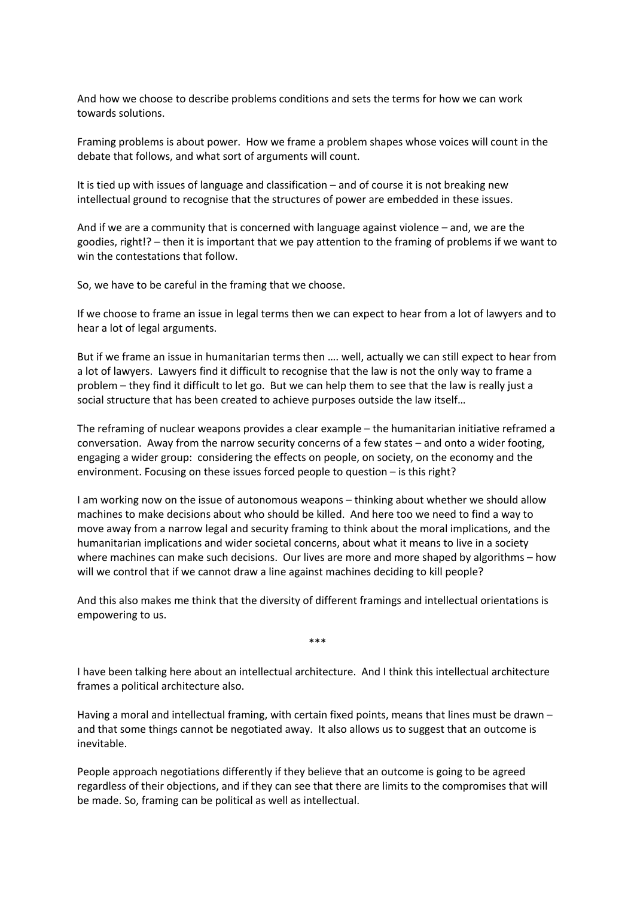And how we choose to describe problems conditions and sets the terms for how we can work towards solutions.

Framing problems is about power. How we frame a problem shapes whose voices will count in the debate that follows, and what sort of arguments will count.

It is tied up with issues of language and classification – and of course it is not breaking new intellectual ground to recognise that the structures of power are embedded in these issues.

And if we are a community that is concerned with language against violence – and, we are the goodies, right!? – then it is important that we pay attention to the framing of problems if we want to win the contestations that follow.

So, we have to be careful in the framing that we choose.

If we choose to frame an issue in legal terms then we can expect to hear from a lot of lawyers and to hear a lot of legal arguments.

But if we frame an issue in humanitarian terms then …. well, actually we can still expect to hear from a lot of lawyers. Lawyers find it difficult to recognise that the law is not the only way to frame a problem – they find it difficult to let go. But we can help them to see that the law is really just a social structure that has been created to achieve purposes outside the law itself…

The reframing of nuclear weapons provides a clear example – the humanitarian initiative reframed a conversation. Away from the narrow security concerns of a few states – and onto a wider footing, engaging a wider group: considering the effects on people, on society, on the economy and the environment. Focusing on these issues forced people to question – is this right?

I am working now on the issue of autonomous weapons – thinking about whether we should allow machines to make decisions about who should be killed. And here too we need to find a way to move away from a narrow legal and security framing to think about the moral implications, and the humanitarian implications and wider societal concerns, about what it means to live in a society where machines can make such decisions. Our lives are more and more shaped by algorithms – how will we control that if we cannot draw a line against machines deciding to kill people?

And this also makes me think that the diversity of different framings and intellectual orientations is empowering to us.

***

I have been talking here about an intellectual architecture. And I think this intellectual architecture frames a political architecture also.

Having a moral and intellectual framing, with certain fixed points, means that lines must be drawn – and that some things cannot be negotiated away. It also allows us to suggest that an outcome is inevitable.

People approach negotiations differently if they believe that an outcome is going to be agreed regardless of their objections, and if they can see that there are limits to the compromises that will be made. So, framing can be political as well as intellectual.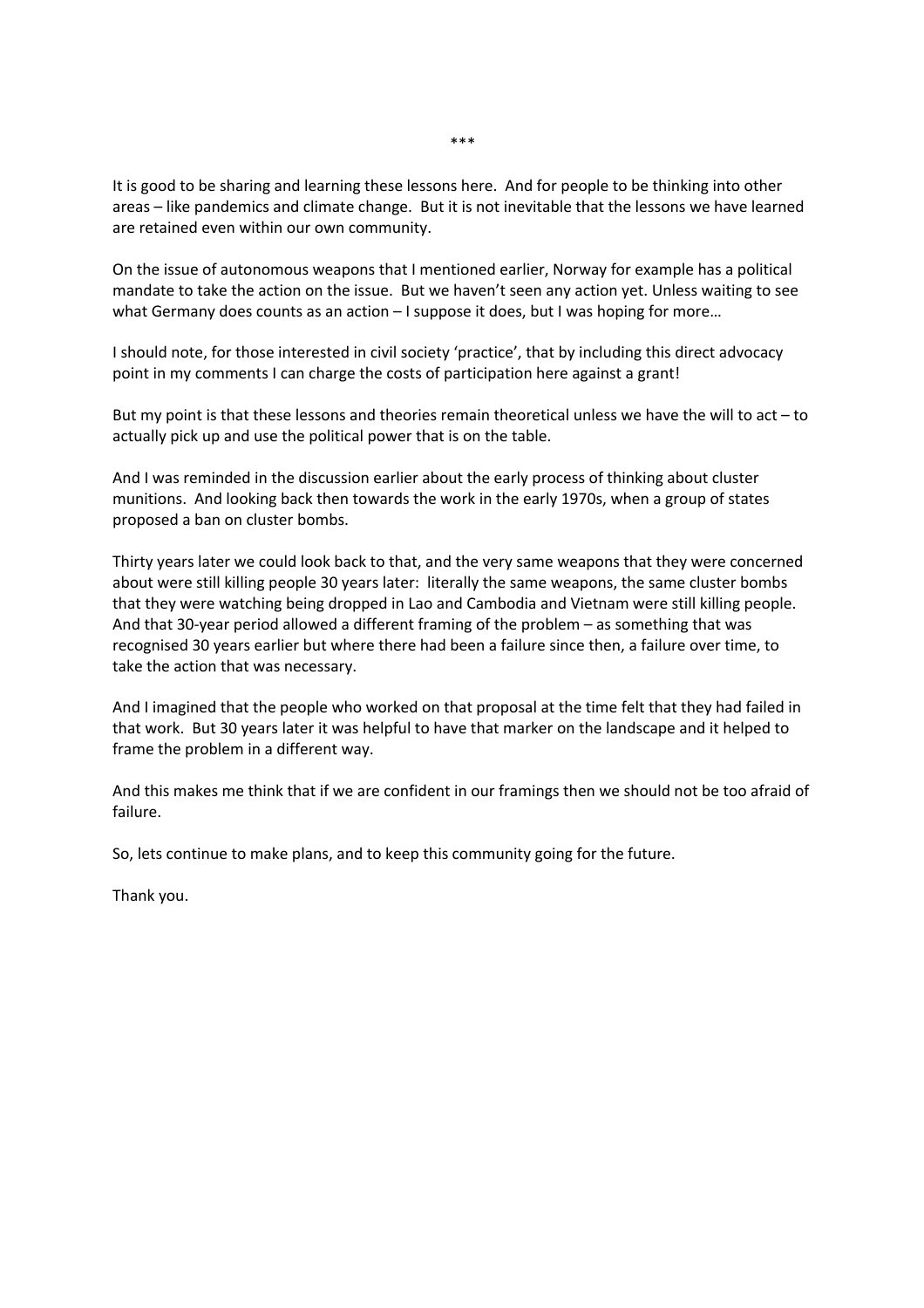***

It is good to be sharing and learning these lessons here. And for people to be thinking into other areas – like pandemics and climate change. But it is not inevitable that the lessons we have learned are retained even within our own community.

On the issue of autonomous weapons that I mentioned earlier, Norway for example has a political mandate to take the action on the issue. But we haven't seen any action yet. Unless waiting to see what Germany does counts as an action – I suppose it does, but I was hoping for more…

I should note, for those interested in civil society 'practice', that by including this direct advocacy point in my comments I can charge the costs of participation here against a grant!

But my point is that these lessons and theories remain theoretical unless we have the will to act – to actually pick up and use the political power that is on the table.

And I was reminded in the discussion earlier about the early process of thinking about cluster munitions. And looking back then towards the work in the early 1970s, when a group of states proposed a ban on cluster bombs.

Thirty years later we could look back to that, and the very same weapons that they were concerned about were still killing people 30 years later: literally the same weapons, the same cluster bombs that they were watching being dropped in Lao and Cambodia and Vietnam were still killing people. And that 30-year period allowed a different framing of the problem – as something that was recognised 30 years earlier but where there had been a failure since then, a failure over time, to take the action that was necessary.

And I imagined that the people who worked on that proposal at the time felt that they had failed in that work. But 30 years later it was helpful to have that marker on the landscape and it helped to frame the problem in a different way.

And this makes me think that if we are confident in our framings then we should not be too afraid of failure.

So, lets continue to make plans, and to keep this community going for the future.

Thank you.